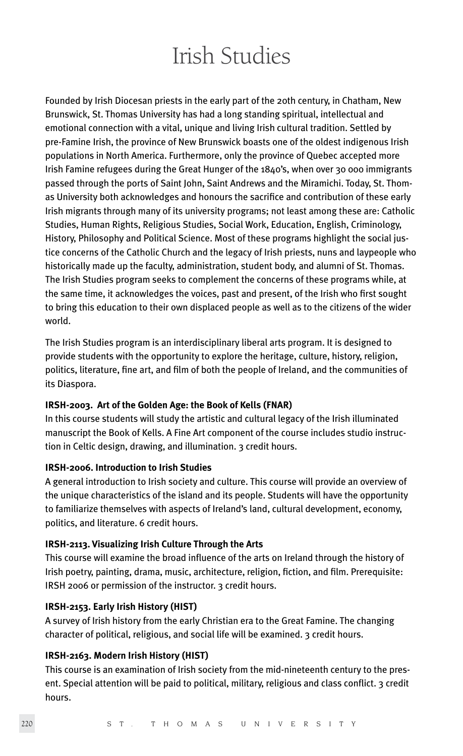# Irish Studies

Founded by Irish Diocesan priests in the early part of the 20th century, in Chatham, New Brunswick, St. Thomas University has had a long standing spiritual, intellectual and emotional connection with a vital, unique and living Irish cultural tradition. Settled by pre-Famine Irish, the province of New Brunswick boasts one of the oldest indigenous Irish populations in North America. Furthermore, only the province of Quebec accepted more Irish Famine refugees during the Great Hunger of the 1840's, when over 30 000 immigrants passed through the ports of Saint John, Saint Andrews and the Miramichi. Today, St. Thomas University both acknowledges and honours the sacrifice and contribution of these early Irish migrants through many of its university programs; not least among these are: Catholic Studies, Human Rights, Religious Studies, Social Work, Education, English, Criminology, History, Philosophy and Political Science. Most of these programs highlight the social justice concerns of the Catholic Church and the legacy of Irish priests, nuns and laypeople who historically made up the faculty, administration, student body, and alumni of St. Thomas. The Irish Studies program seeks to complement the concerns of these programs while, at the same time, it acknowledges the voices, past and present, of the Irish who first sought to bring this education to their own displaced people as well as to the citizens of the wider world.

The Irish Studies program is an interdisciplinary liberal arts program. It is designed to provide students with the opportunity to explore the heritage, culture, history, religion, politics, literature, fine art, and film of both the people of Ireland, and the communities of its Diaspora.

**IRSH-2003. Art of the Golden Age: the Book of Kells (FNAR)**
In this course students will study the artistic and cultural legacy of the Irish illuminated manuscript the Book of Kells. A Fine Art component of the course includes studio instruction in Celtic design, drawing, and illumination. 3 credit hours.

**IRSH-2006. Introduction to Irish Studies**
A general introduction to Irish society and culture. This course will provide an overview of the unique characteristics of the island and its people. Students will have the opportunity to familiarize themselves with aspects of Ireland's land, cultural development, economy, politics, and literature. 6 credit hours.

**IRSH-2113. Visualizing Irish Culture Through the Arts**
This course will examine the broad influence of the arts on Ireland through the history of Irish poetry, painting, drama, music, architecture, religion, fiction, and film. Prerequisite: IRSH 2006 or permission of the instructor. 3 credit hours.

**IRSH-2153. Early Irish History (HIST)**
A survey of Irish history from the early Christian era to the Great Famine. The changing character of political, religious, and social life will be examined. 3 credit hours.

**IRSH-2163. Modern Irish History (HIST)**
This course is an examination of Irish society from the mid-nineteenth century to the present. Special attention will be paid to political, military, religious and class conflict. 3 credit hours.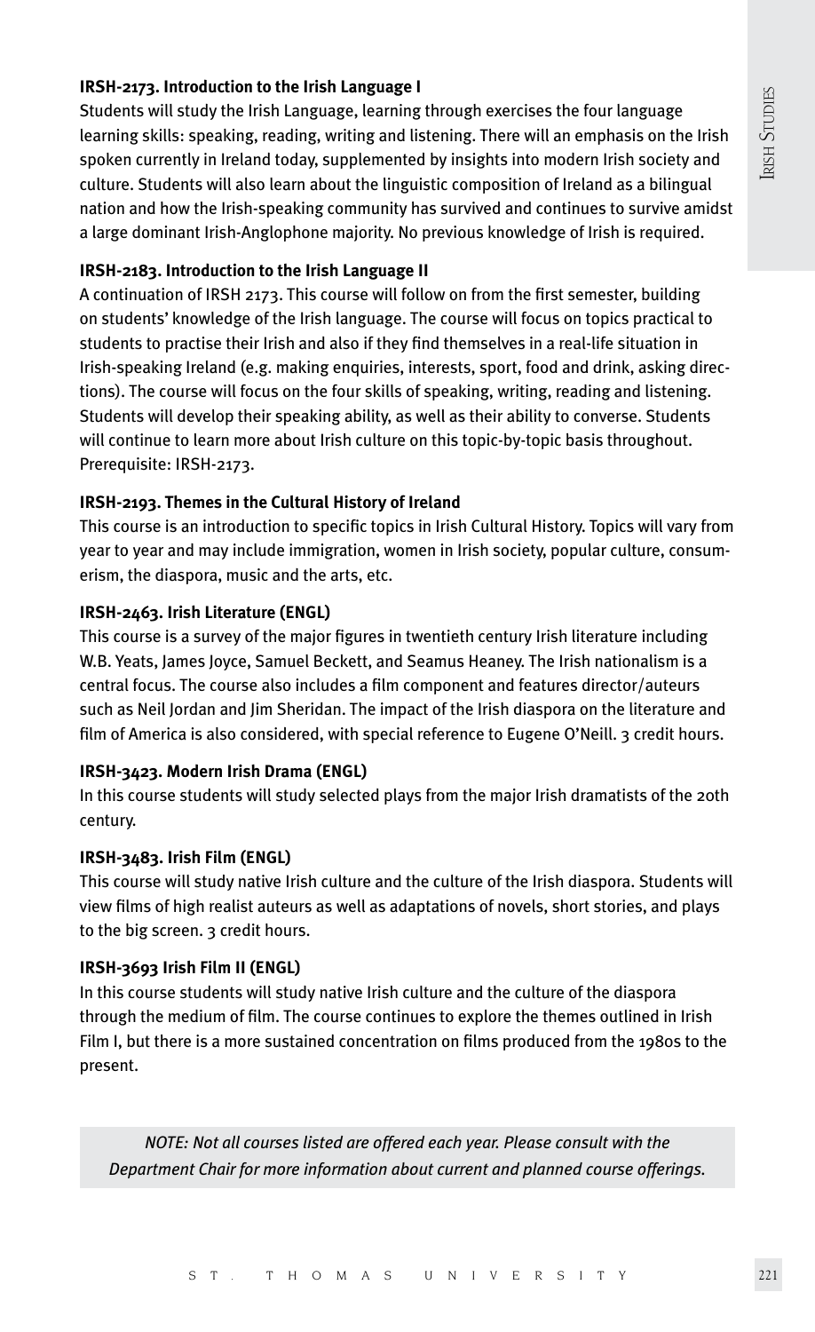**IRSH-2173. Introduction to the Irish Language I**

Students will study the Irish Language, learning through exercises the four language learning skills: speaking, reading, writing and listening. There will an emphasis on the Irish spoken currently in Ireland today, supplemented by insights into modern Irish society and culture. Students will also learn about the linguistic composition of Ireland as a bilingual nation and how the Irish-speaking community has survived and continues to survive amidst a large dominant Irish-Anglophone majority. No previous knowledge of Irish is required.

**IRSH-2183. Introduction to the Irish Language II**

A continuation of IRSH 2173. This course will follow on from the first semester, building on students' knowledge of the Irish language. The course will focus on topics practical to students to practise their Irish and also if they find themselves in a real-life situation in Irish-speaking Ireland (e.g. making enquiries, interests, sport, food and drink, asking directions). The course will focus on the four skills of speaking, writing, reading and listening. Students will develop their speaking ability, as well as their ability to converse. Students will continue to learn more about Irish culture on this topic-by-topic basis throughout. Prerequisite: IRSH-2173.

**IRSH-2193. Themes in the Cultural History of Ireland**

This course is an introduction to specific topics in Irish Cultural History. Topics will vary from year to year and may include immigration, women in Irish society, popular culture, consumerism, the diaspora, music and the arts, etc.

**IRSH-2463. Irish Literature (ENGL)**

This course is a survey of the major figures in twentieth century Irish literature including W.B. Yeats, James Joyce, Samuel Beckett, and Seamus Heaney. The Irish nationalism is a central focus. The course also includes a film component and features director/auteurs such as Neil Jordan and Jim Sheridan. The impact of the Irish diaspora on the literature and film of America is also considered, with special reference to Eugene O'Neill. 3 credit hours.

**IRSH-3423. Modern Irish Drama (ENGL)**

In this course students will study selected plays from the major Irish dramatists of the 20th century.

**IRSH-3483. Irish Film (ENGL)**

This course will study native Irish culture and the culture of the Irish diaspora. Students will view films of high realist auteurs as well as adaptations of novels, short stories, and plays to the big screen. 3 credit hours.

**IRSH-3693 Irish Film II (ENGL)**

In this course students will study native Irish culture and the culture of the diaspora through the medium of film. The course continues to explore the themes outlined in Irish Film I, but there is a more sustained concentration on films produced from the 1980s to the present.

*NOTE: Not all courses listed are offered each year. Please consult with the Department Chair for more information about current and planned course offerings.*